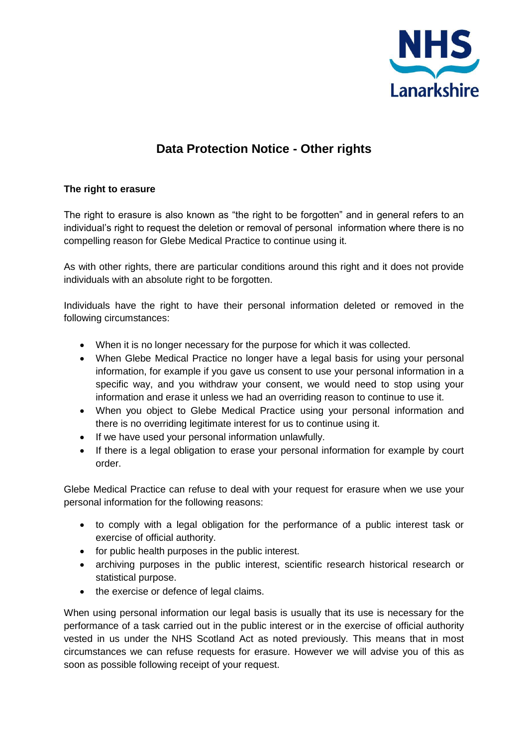NHS Lanarkshire

# Data Protection Notice - Other rights

### The right to erasure

The right to erasure is also known as "the right to be forgotten" and in general refers to an individual's right to request the deletion or removal of personal information where there is no compelling reason for Glebe Medical Practice to continue using it.

As with other rights, there are particular conditions around this right and it does not provide individuals with an absolute right to be forgotten.

Individuals have the right to have their personal information deleted or removed in the following circumstances:

- When it is no longer necessary for the purpose for which it was collected.
- When Glebe Medical Practice no longer have a legal basis for using your personal information, for example if you gave us consent to use your personal information in a specific way, and you withdraw your consent, we would need to stop using your information and erase it unless we had an overriding reason to continue to use it.
- When you object to Glebe Medical Practice using your personal information and there is no overriding legitimate interest for us to continue using it.
- If we have used your personal information unlawfully.
- If there is a legal obligation to erase your personal information for example by court order.

Glebe Medical Practice can refuse to deal with your request for erasure when we use your personal information for the following reasons:

- to comply with a legal obligation for the performance of a public interest task or exercise of official authority.
- for public health purposes in the public interest.
- archiving purposes in the public interest, scientific research historical research or statistical purpose.
- the exercise or defence of legal claims.

When using personal information our legal basis is usually that its use is necessary for the performance of a task carried out in the public interest or in the exercise of official authority vested in us under the NHS Scotland Act as noted previously. This means that in most circumstances we can refuse requests for erasure. However we will advise you of this as soon as possible following receipt of your request.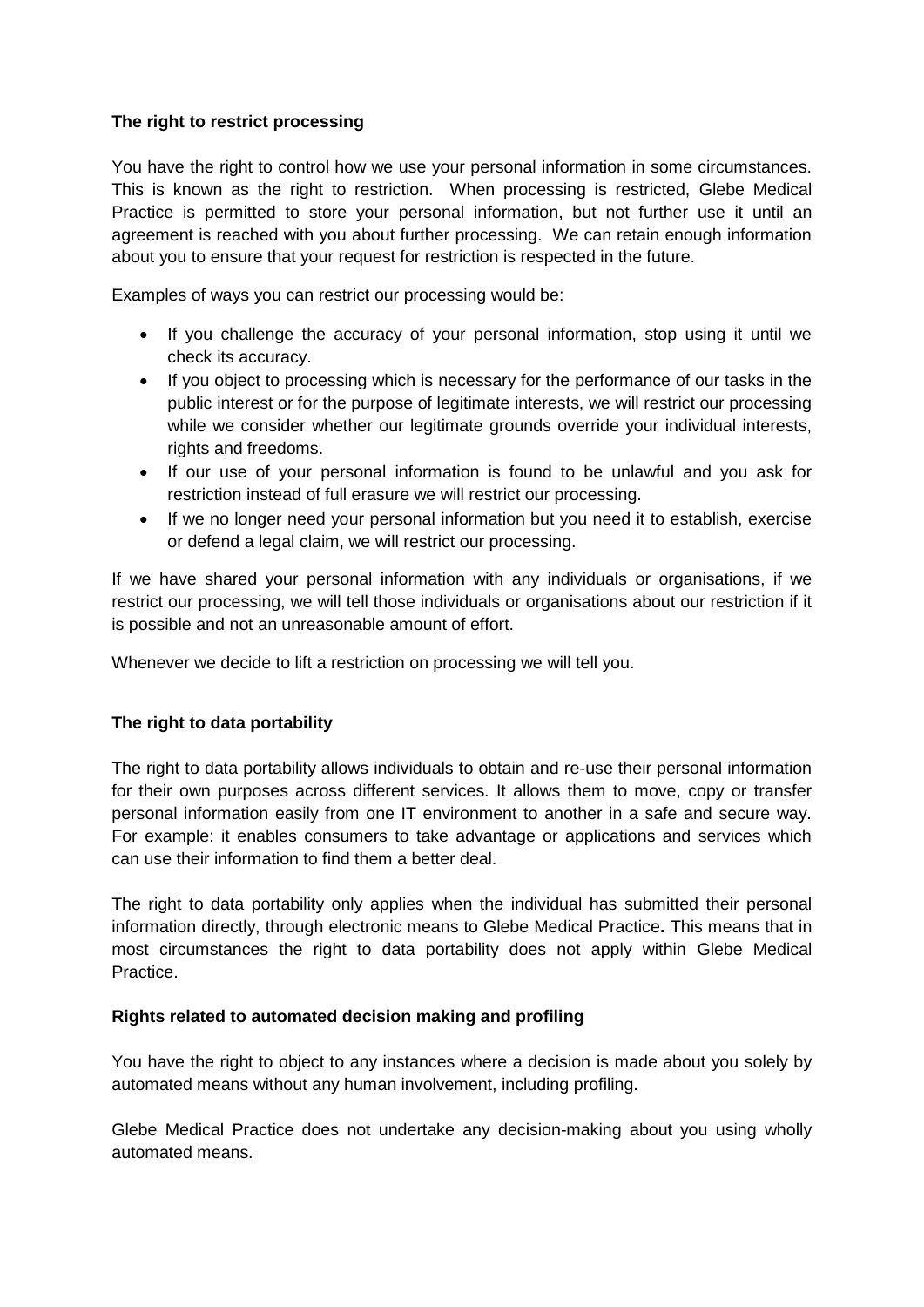**The right to restrict processing**

You have the right to control how we use your personal information in some circumstances. This is known as the right to restriction. When processing is restricted, Glebe Medical Practice is permitted to store your personal information, but not further use it until an agreement is reached with you about further processing. We can retain enough information about you to ensure that your request for restriction is respected in the future.

Examples of ways you can restrict our processing would be:

- If you challenge the accuracy of your personal information, stop using it until we check its accuracy.
- If you object to processing which is necessary for the performance of our tasks in the public interest or for the purpose of legitimate interests, we will restrict our processing while we consider whether our legitimate grounds override your individual interests, rights and freedoms.
- If our use of your personal information is found to be unlawful and you ask for restriction instead of full erasure we will restrict our processing.
- If we no longer need your personal information but you need it to establish, exercise or defend a legal claim, we will restrict our processing.

If we have shared your personal information with any individuals or organisations, if we restrict our processing, we will tell those individuals or organisations about our restriction if it is possible and not an unreasonable amount of effort.

Whenever we decide to lift a restriction on processing we will tell you.

**The right to data portability**

The right to data portability allows individuals to obtain and re-use their personal information for their own purposes across different services. It allows them to move, copy or transfer personal information easily from one IT environment to another in a safe and secure way. For example: it enables consumers to take advantage or applications and services which can use their information to find them a better deal.

The right to data portability only applies when the individual has submitted their personal information directly, through electronic means to Glebe Medical Practice**.** This means that in most circumstances the right to data portability does not apply within Glebe Medical Practice.

**Rights related to automated decision making and profiling**

You have the right to object to any instances where a decision is made about you solely by automated means without any human involvement, including profiling.

Glebe Medical Practice does not undertake any decision-making about you using wholly automated means.